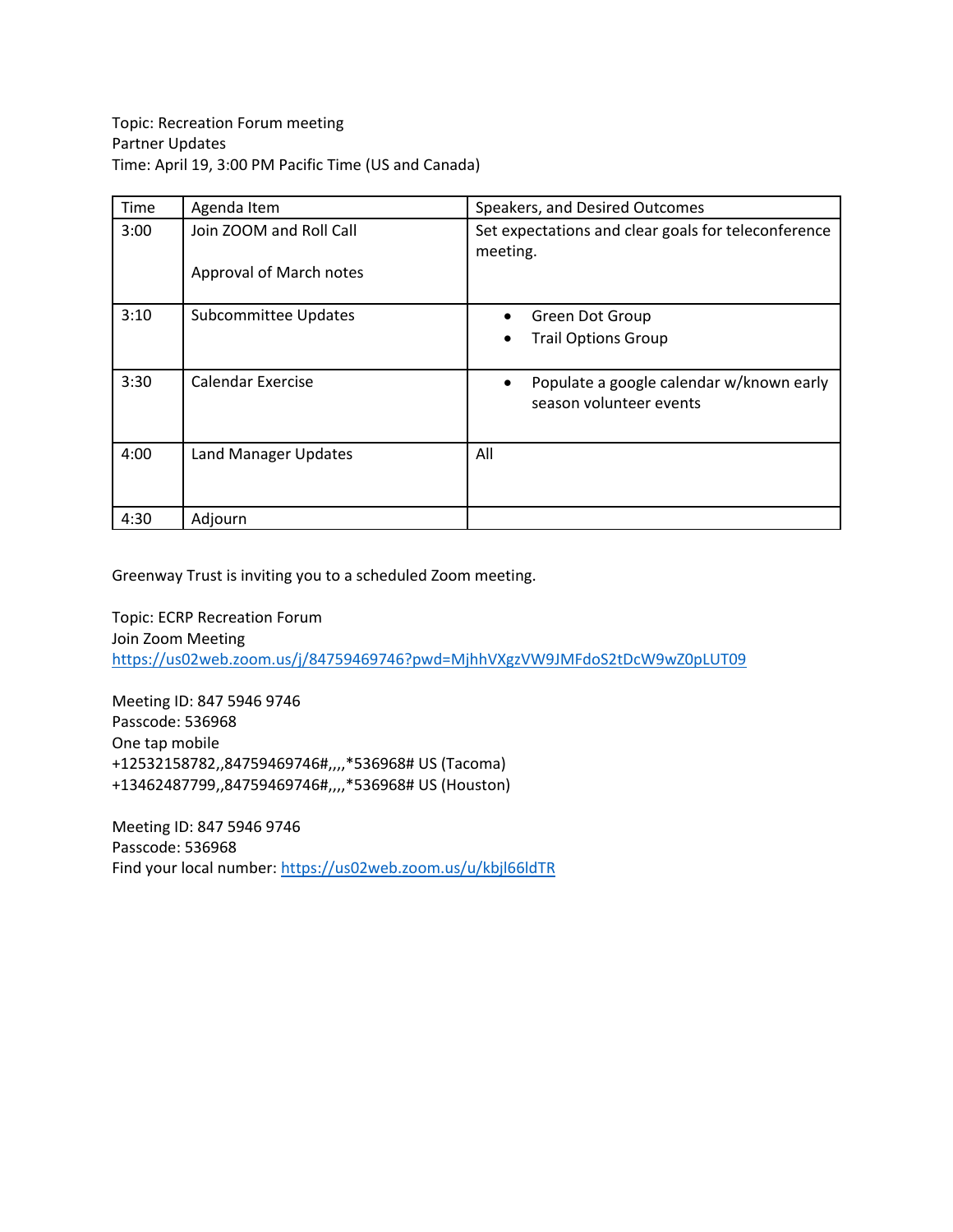Topic: Recreation Forum meeting
Partner Updates
Time: April 19, 3:00 PM Pacific Time (US and Canada)

| Time | Agenda Item | Speakers, and Desired Outcomes |
|---|---|---|
| 3:00 | Join ZOOM and Roll Call<br><br>Approval of March notes | Set expectations and clear goals for teleconference meeting. |
| 3:10 | Subcommittee Updates | • Green Dot Group<br>• Trail Options Group |
| 3:30 | Calendar Exercise | • Populate a google calendar w/known early season volunteer events |
| 4:00 | Land Manager Updates | All |
| 4:30 | Adjourn | |

Greenway Trust is inviting you to a scheduled Zoom meeting.

Topic: ECRP Recreation Forum
Join Zoom Meeting
https://us02web.zoom.us/j/84759469746?pwd=MjhhVXgzVW9JMFdoS2tDcW9wZ0pLUT09

Meeting ID: 847 5946 9746
Passcode: 536968
One tap mobile
+12532158782,,84759469746#,,,,*536968# US (Tacoma)
+13462487799,,84759469746#,,,,*536968# US (Houston)

Meeting ID: 847 5946 9746
Passcode: 536968
Find your local number: https://us02web.zoom.us/u/kbjl66ldTR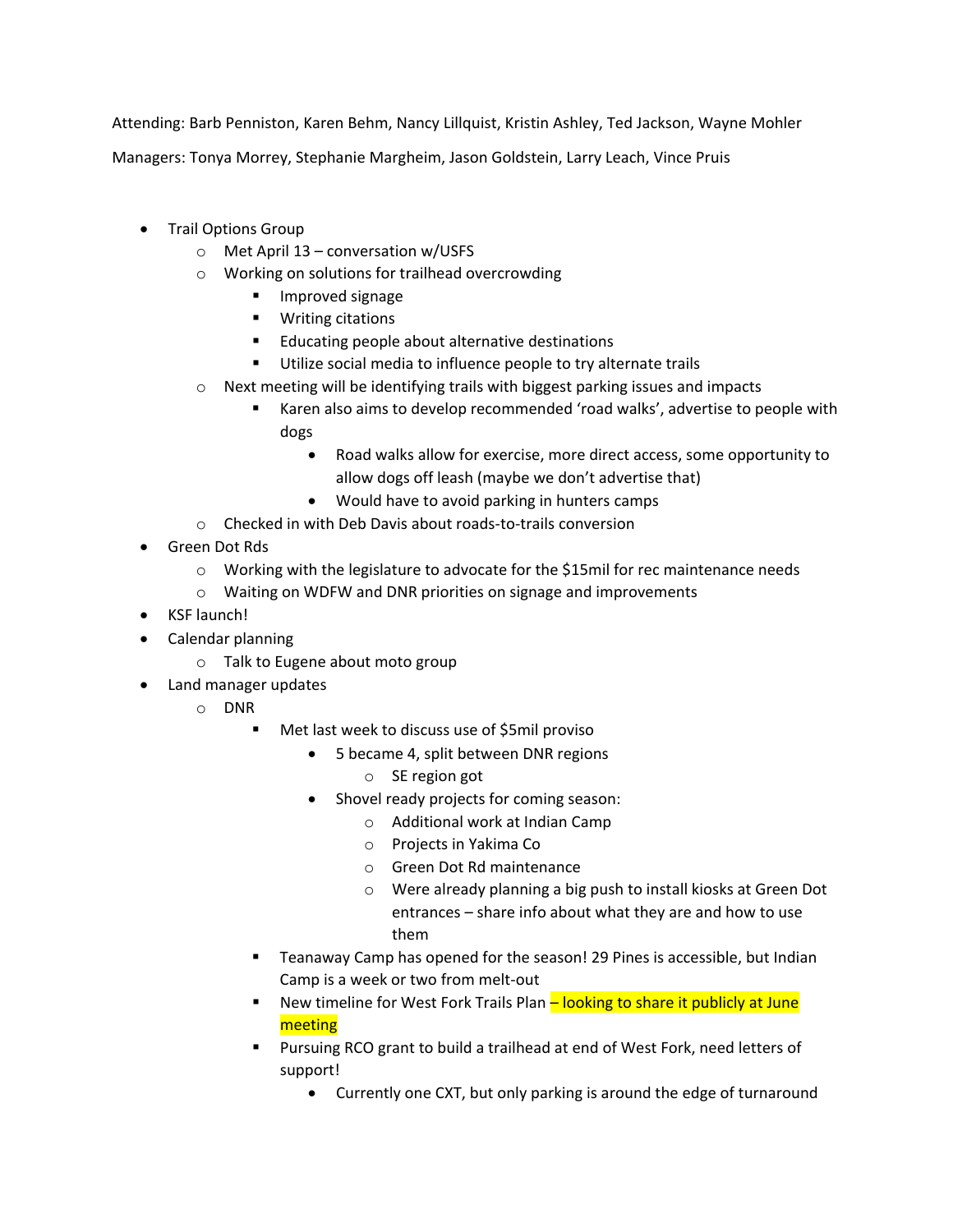Attending: Barb Penniston, Karen Behm, Nancy Lillquist, Kristin Ashley, Ted Jackson, Wayne Mohler

Managers: Tonya Morrey, Stephanie Margheim, Jason Goldstein, Larry Leach, Vince Pruis

- Trail Options Group
  - Met April 13 – conversation w/USFS
  - Working on solutions for trailhead overcrowding
    - Improved signage
    - Writing citations
    - Educating people about alternative destinations
    - Utilize social media to influence people to try alternate trails
  - Next meeting will be identifying trails with biggest parking issues and impacts
    - Karen also aims to develop recommended 'road walks', advertise to people with dogs
      - Road walks allow for exercise, more direct access, some opportunity to allow dogs off leash (maybe we don't advertise that)
      - Would have to avoid parking in hunters camps
  - Checked in with Deb Davis about roads-to-trails conversion
- Green Dot Rds
  - Working with the legislature to advocate for the $15mil for rec maintenance needs
  - Waiting on WDFW and DNR priorities on signage and improvements
- KSF launch!
- Calendar planning
  - Talk to Eugene about moto group
- Land manager updates
  - DNR
    - Met last week to discuss use of $5mil proviso
      - 5 became 4, split between DNR regions
        - SE region got
      - Shovel ready projects for coming season:
        - Additional work at Indian Camp
        - Projects in Yakima Co
        - Green Dot Rd maintenance
        - Were already planning a big push to install kiosks at Green Dot entrances – share info about what they are and how to use them
    - Teanaway Camp has opened for the season! 29 Pines is accessible, but Indian Camp is a week or two from melt-out
    - New timeline for West Fork Trails Plan – looking to share it publicly at June meeting
    - Pursuing RCO grant to build a trailhead at end of West Fork, need letters of support!
      - Currently one CXT, but only parking is around the edge of turnaround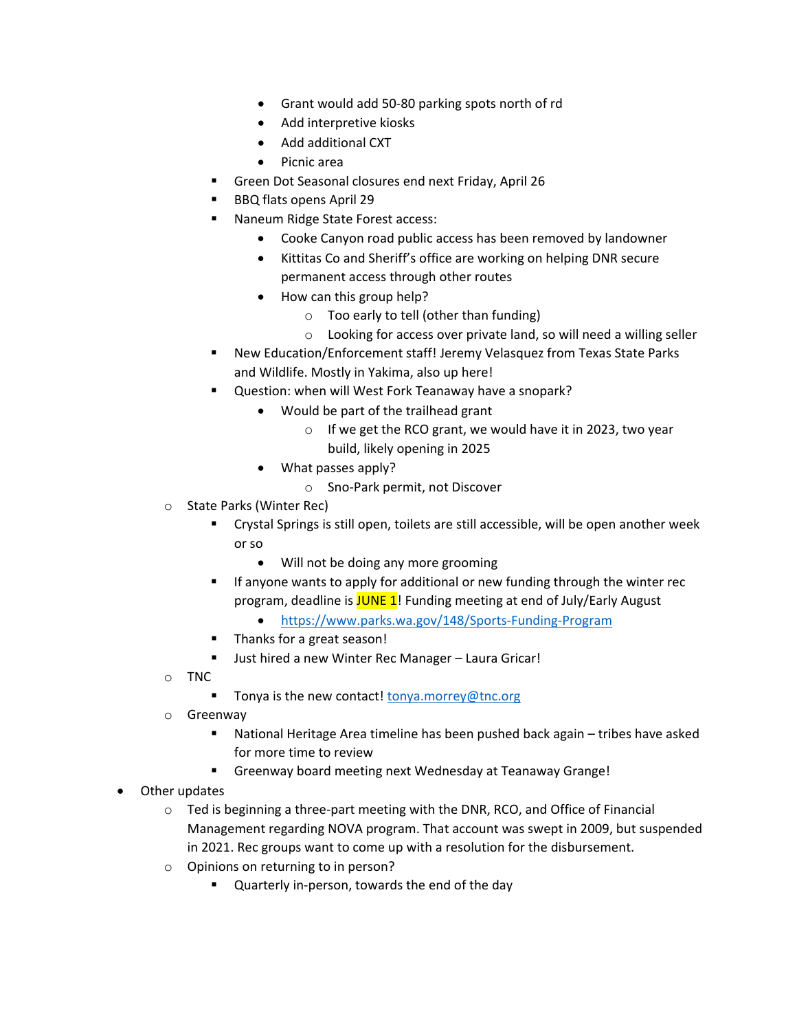- Grant would add 50-80 parking spots north of rd
            - Add interpretive kiosks
            - Add additional CXT
            - Picnic area
        - Green Dot Seasonal closures end next Friday, April 26
        - BBQ flats opens April 29
        - Naneum Ridge State Forest access:
            - Cooke Canyon road public access has been removed by landowner
            - Kittitas Co and Sheriff's office are working on helping DNR secure permanent access through other routes
            - How can this group help?
                - Too early to tell (other than funding)
                - Looking for access over private land, so will need a willing seller
        - New Education/Enforcement staff! Jeremy Velasquez from Texas State Parks and Wildlife. Mostly in Yakima, also up here!
        - Question: when will West Fork Teanaway have a snopark?
            - Would be part of the trailhead grant
                - If we get the RCO grant, we would have it in 2023, two year build, likely opening in 2025
            - What passes apply?
                - Sno-Park permit, not Discover
    - State Parks (Winter Rec)
        - Crystal Springs is still open, toilets are still accessible, will be open another week or so
            - Will not be doing any more grooming
        - If anyone wants to apply for additional or new funding through the winter rec program, deadline is JUNE 1! Funding meeting at end of July/Early August
            - https://www.parks.wa.gov/148/Sports-Funding-Program
        - Thanks for a great season!
        - Just hired a new Winter Rec Manager – Laura Gricar!
    - TNC
        - Tonya is the new contact! tonya.morrey@tnc.org
    - Greenway
        - National Heritage Area timeline has been pushed back again – tribes have asked for more time to review
        - Greenway board meeting next Wednesday at Teanaway Grange!
- Other updates
    - Ted is beginning a three-part meeting with the DNR, RCO, and Office of Financial Management regarding NOVA program. That account was swept in 2009, but suspended in 2021. Rec groups want to come up with a resolution for the disbursement.
    - Opinions on returning to in person?
        - Quarterly in-person, towards the end of the day